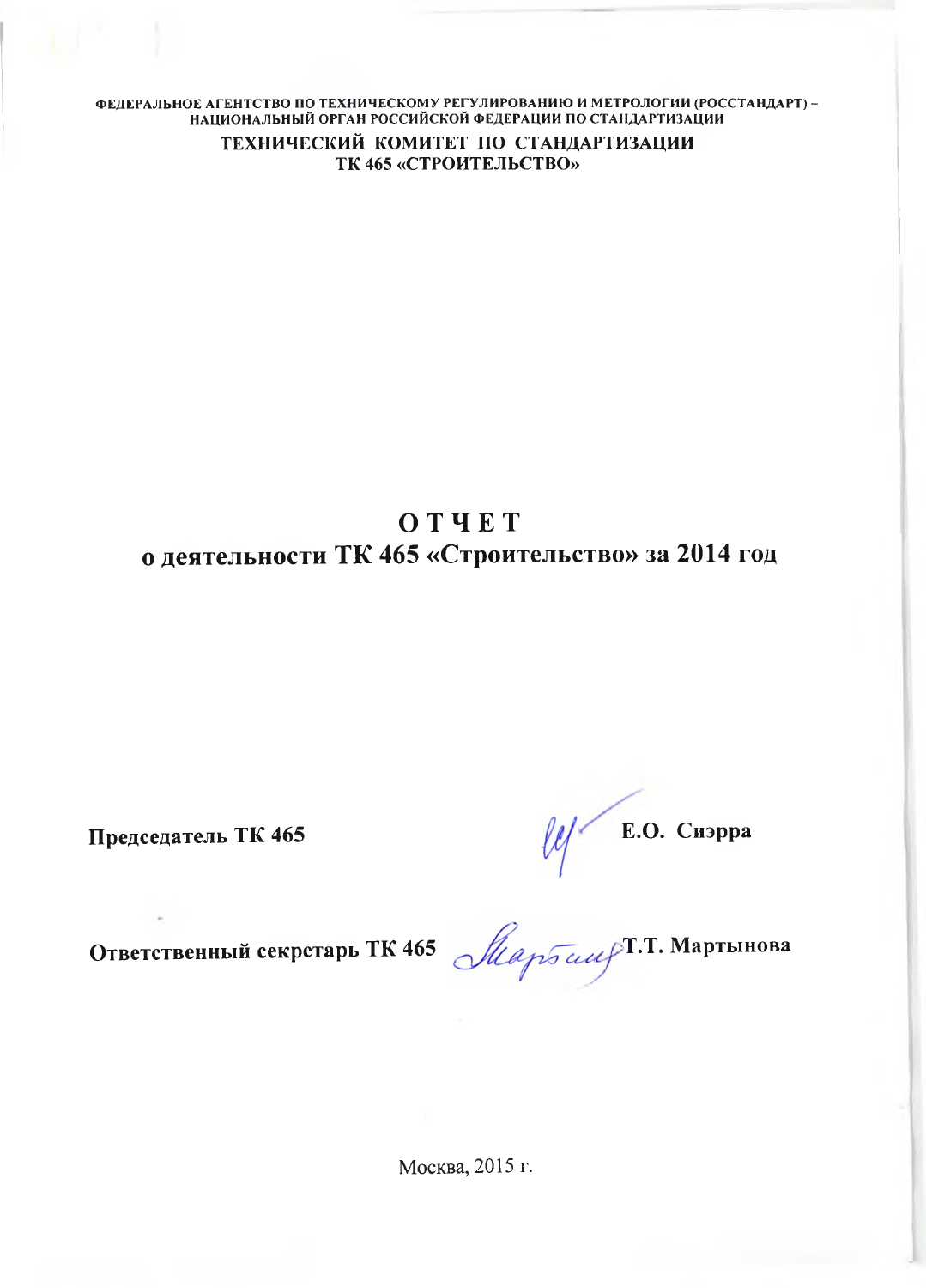ФЕДЕРАЛЬНОЕ АГЕНТСТВО ПО ТЕХНИЧЕСКОМУ РЕГУЛИРОВАНИЮ И МЕТРОЛОГИИ (РОССТАНДАРТ) – НАЦИОНАЛЬНЫЙ ОРГАН РОССИЙСКОЙ ФЕДЕРАЦИИ ПО СТАНДАРТИЗАЦИИ

**ТЕХНИЧЕСКИЙ КОМИТЕТ ПО СТАНДАРТИЗАЦИИ ТК 465 «СТРОИТЕЛЬСТВО»**

# ОТЧЕТ
# о деятельности ТК 465 «Строительство» за 2014 год

**Председатель ТК 465** **Е.О. Сиэрра**

**Ответственный секретарь ТК 465** **Т.Т. Мартынова**

Москва, 2015 г.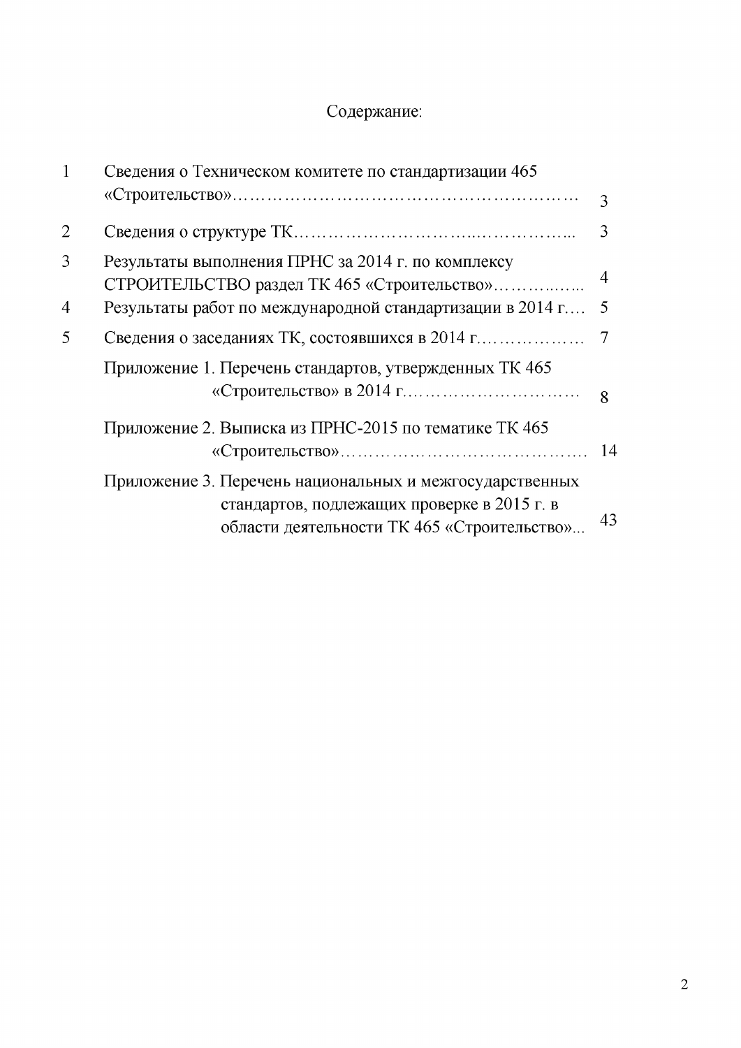# Содержание:

| | | |
|---|---|---|
| 1 | Сведения о Техническом комитете по стандартизации 465 «Строительство»……………………………………………………… | 3 |
| 2 | Сведения о структуре ТК…………………………..……………... | 3 |
| 3 | Результаты выполнения ПРНС за 2014 г. по комплексу СТРОИТЕЛЬСТВО раздел ТК 465 «Строительство»………..…... | 4 |
| 4 | Результаты работ по международной стандартизации в 2014 г.… | 5 |
| 5 | Сведения о заседаниях ТК, состоявшихся в 2014 г……………… | 7 |
| | Приложение 1. Перечень стандартов, утвержденных ТК 465 «Строительство» в 2014 г………………………… | 8 |
| | Приложение 2. Выписка из ПРНС-2015 по тематике ТК 465 «Строительство»……………………………………. | 14 |
| | Приложение 3. Перечень национальных и межгосударственных стандартов, подлежащих проверке в 2015 г. в области деятельности ТК 465 «Строительство»... | 43 |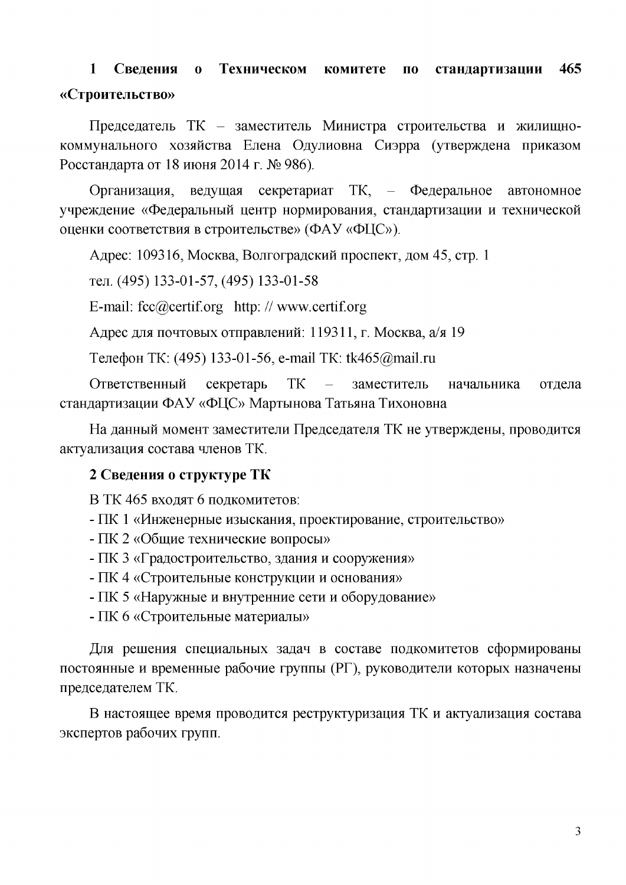## 1 Сведения о Техническом комитете по стандартизации 465 «Строительство»

Председатель ТК – заместитель Министра строительства и жилищно-коммунального хозяйства Елена Одулиовна Сиэрра (утверждена приказом Росстандарта от 18 июня 2014 г. № 986).

Организация, ведущая секретариат ТК, – Федеральное автономное учреждение «Федеральный центр нормирования, стандартизации и технической оценки соответствия в строительстве» (ФАУ «ФЦС»).

Адрес: 109316, Москва, Волгоградский проспект, дом 45, стр. 1

тел. (495) 133-01-57, (495) 133-01-58

E-mail: fcc@certif.org http: // www.certif.org

Адрес для почтовых отправлений: 119311, г. Москва, а/я 19

Телефон ТК: (495) 133-01-56, e-mail ТК: tk465@mail.ru

Ответственный секретарь ТК – заместитель начальника отдела стандартизации ФАУ «ФЦС» Мартынова Татьяна Тихоновна

На данный момент заместители Председателя ТК не утверждены, проводится актуализация состава членов ТК.

## 2 Сведения о структуре ТК

В ТК 465 входят 6 подкомитетов:

- ПК 1 «Инженерные изыскания, проектирование, строительство»
- ПК 2 «Общие технические вопросы»
- ПК 3 «Градостроительство, здания и сооружения»
- ПК 4 «Строительные конструкции и основания»
- ПК 5 «Наружные и внутренние сети и оборудование»
- ПК 6 «Строительные материалы»

Для решения специальных задач в составе подкомитетов сформированы постоянные и временные рабочие группы (РГ), руководители которых назначены председателем ТК.

В настоящее время проводится реструктуризация ТК и актуализация состава экспертов рабочих групп.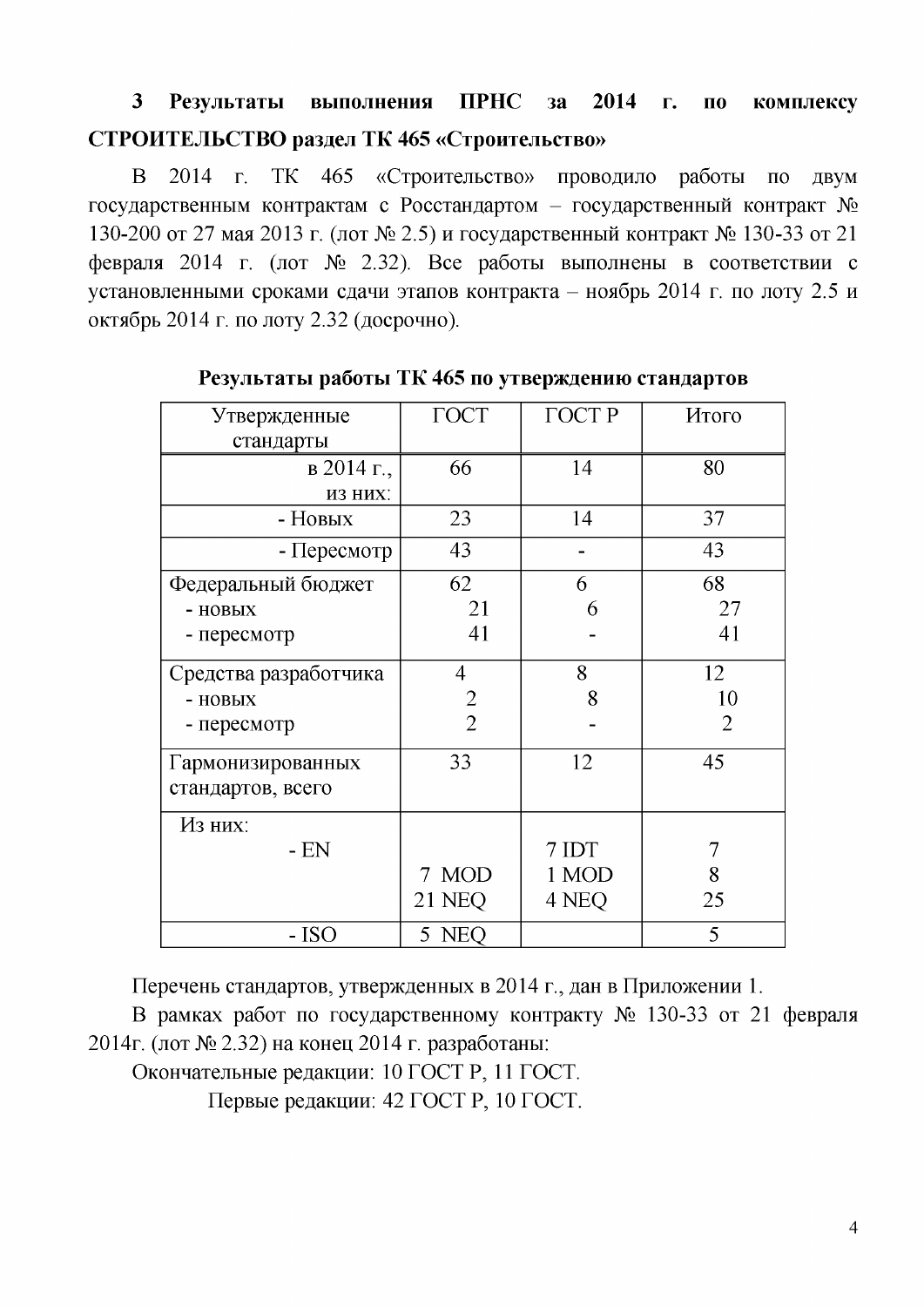## 3 Результаты выполнения ПРНС за 2014 г. по комплексу СТРОИТЕЛЬСТВО раздел ТК 465 «Строительство»

В 2014 г. ТК 465 «Строительство» проводило работы по двум государственным контрактам с Росстандартом – государственный контракт № 130-200 от 27 мая 2013 г. (лот № 2.5) и государственный контракт № 130-33 от 21 февраля 2014 г. (лот № 2.32). Все работы выполнены в соответствии с установленными сроками сдачи этапов контракта – ноябрь 2014 г. по лоту 2.5 и октябрь 2014 г. по лоту 2.32 (досрочно).

**Результаты работы ТК 465 по утверждению стандартов**

| Утвержденные стандарты | ГОСТ | ГОСТ Р | Итого |
|---|---|---|---|
| в 2014 г., из них: | 66 | 14 | 80 |
| - Новых | 23 | 14 | 37 |
| - Пересмотр | 43 | - | 43 |
| Федеральный бюджет<br>- новых<br>- пересмотр | 62<br>21<br>41 | 6<br>6<br>- | 68<br>27<br>41 |
| Средства разработчика<br>- новых<br>- пересмотр | 4<br>2<br>2 | 8<br>8<br>- | 12<br>10<br>2 |
| Гармонизированных стандартов, всего | 33 | 12 | 45 |
| Из них:<br>- EN | <br><br>7 MOD<br>21 NEQ | <br>7 IDT<br>1 MOD<br>4 NEQ | <br>7<br>8<br>25 |
| - ISO | 5 NEQ | | 5 |

Перечень стандартов, утвержденных в 2014 г., дан в Приложении 1.

В рамках работ по государственному контракту № 130-33 от 21 февраля 2014г. (лот № 2.32) на конец 2014 г. разработаны:

Окончательные редакции: 10 ГОСТ Р, 11 ГОСТ.

Первые редакции: 42 ГОСТ Р, 10 ГОСТ.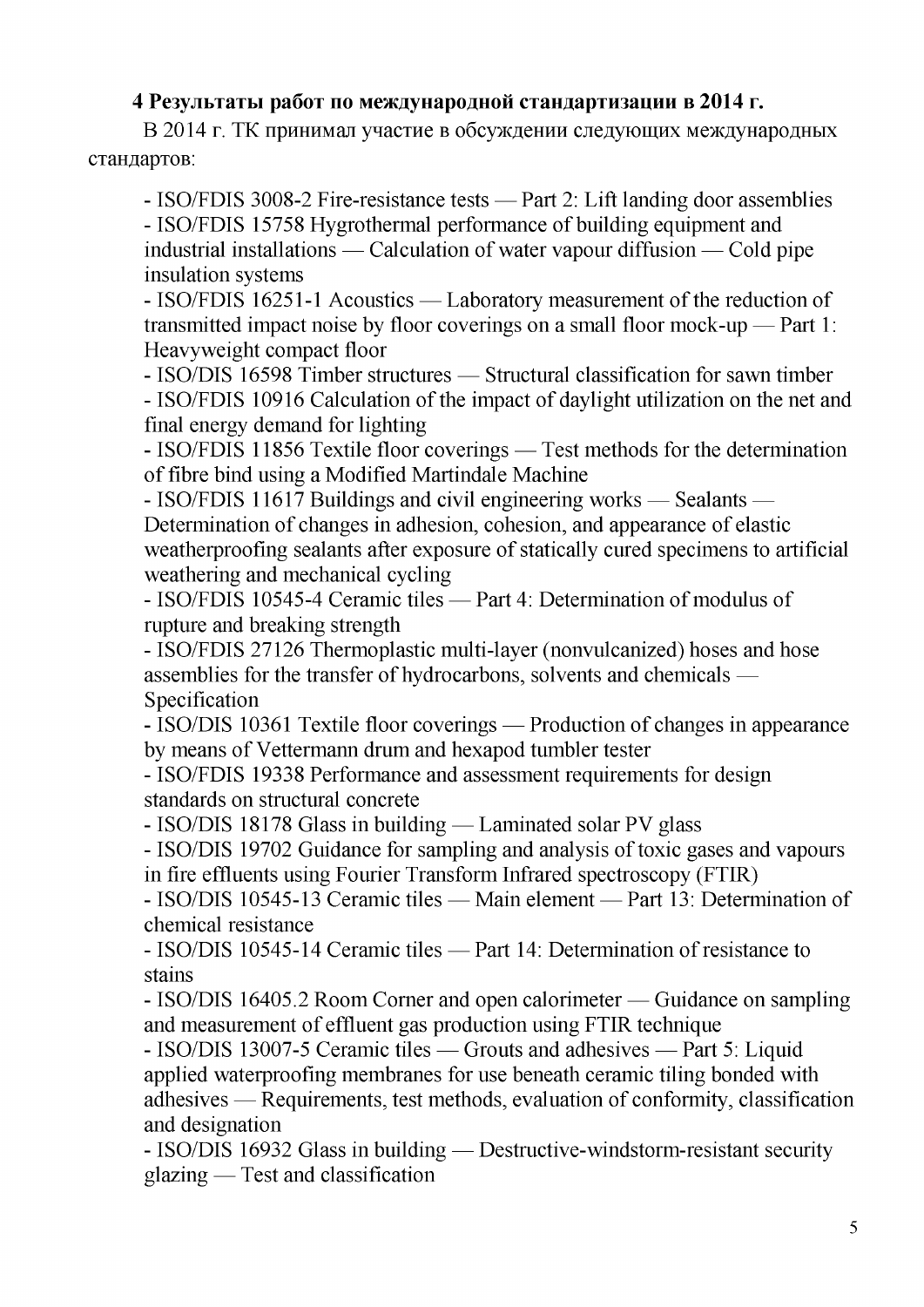## 4 Результаты работ по международной стандартизации в 2014 г.

В 2014 г. ТК принимал участие в обсуждении следующих международных стандартов:

- ISO/FDIS 3008-2 Fire-resistance tests — Part 2: Lift landing door assemblies
- ISO/FDIS 15758 Hygrothermal performance of building equipment and industrial installations — Calculation of water vapour diffusion — Cold pipe insulation systems
- ISO/FDIS 16251-1 Acoustics — Laboratory measurement of the reduction of transmitted impact noise by floor coverings on a small floor mock-up — Part 1: Heavyweight compact floor
- ISO/DIS 16598 Timber structures — Structural classification for sawn timber
- ISO/FDIS 10916 Calculation of the impact of daylight utilization on the net and final energy demand for lighting
- ISO/FDIS 11856 Textile floor coverings — Test methods for the determination of fibre bind using a Modified Martindale Machine
- ISO/FDIS 11617 Buildings and civil engineering works — Sealants — Determination of changes in adhesion, cohesion, and appearance of elastic weatherproofing sealants after exposure of statically cured specimens to artificial weathering and mechanical cycling
- ISO/FDIS 10545-4 Ceramic tiles — Part 4: Determination of modulus of rupture and breaking strength
- ISO/FDIS 27126 Thermoplastic multi-layer (nonvulcanized) hoses and hose assemblies for the transfer of hydrocarbons, solvents and chemicals — Specification
- ISO/DIS 10361 Textile floor coverings — Production of changes in appearance by means of Vettermann drum and hexapod tumbler tester
- ISO/FDIS 19338 Performance and assessment requirements for design standards on structural concrete
- ISO/DIS 18178 Glass in building — Laminated solar PV glass
- ISO/DIS 19702 Guidance for sampling and analysis of toxic gases and vapours in fire effluents using Fourier Transform Infrared spectroscopy (FTIR)
- ISO/DIS 10545-13 Ceramic tiles — Main element — Part 13: Determination of chemical resistance
- ISO/DIS 10545-14 Ceramic tiles — Part 14: Determination of resistance to stains
- ISO/DIS 16405.2 Room Corner and open calorimeter — Guidance on sampling and measurement of effluent gas production using FTIR technique
- ISO/DIS 13007-5 Ceramic tiles — Grouts and adhesives — Part 5: Liquid applied waterproofing membranes for use beneath ceramic tiling bonded with adhesives — Requirements, test methods, evaluation of conformity, classification and designation
- ISO/DIS 16932 Glass in building — Destructive-windstorm-resistant security glazing — Test and classification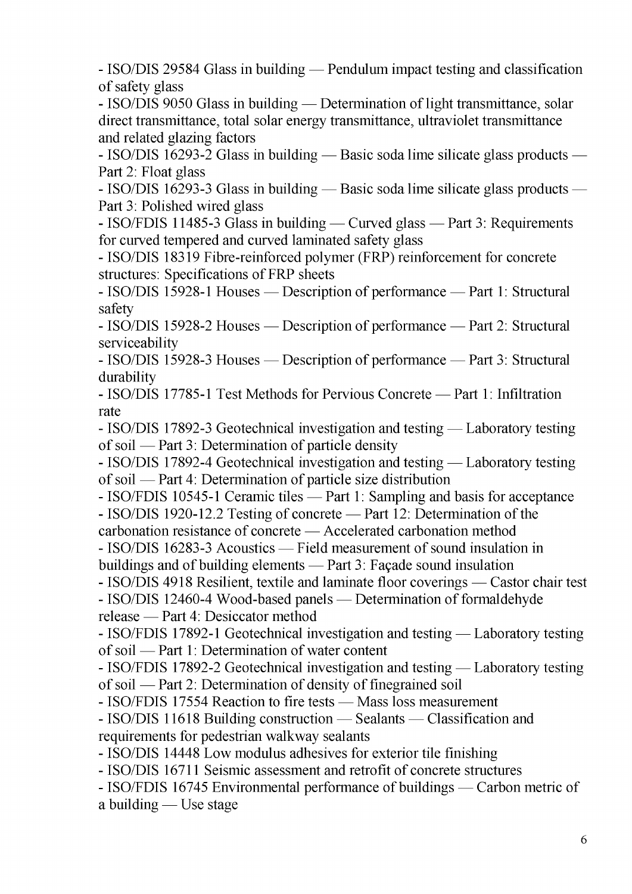- ISO/DIS 29584 Glass in building — Pendulum impact testing and classification of safety glass
- ISO/DIS 9050 Glass in building — Determination of light transmittance, solar direct transmittance, total solar energy transmittance, ultraviolet transmittance and related glazing factors
- ISO/DIS 16293-2 Glass in building — Basic soda lime silicate glass products — Part 2: Float glass
- ISO/DIS 16293-3 Glass in building — Basic soda lime silicate glass products — Part 3: Polished wired glass
- ISO/FDIS 11485-3 Glass in building — Curved glass — Part 3: Requirements for curved tempered and curved laminated safety glass
- ISO/DIS 18319 Fibre-reinforced polymer (FRP) reinforcement for concrete structures: Specifications of FRP sheets
- ISO/DIS 15928-1 Houses — Description of performance — Part 1: Structural safety
- ISO/DIS 15928-2 Houses — Description of performance — Part 2: Structural serviceability
- ISO/DIS 15928-3 Houses — Description of performance — Part 3: Structural durability
- ISO/DIS 17785-1 Test Methods for Pervious Concrete — Part 1: Infiltration rate
- ISO/DIS 17892-3 Geotechnical investigation and testing — Laboratory testing of soil — Part 3: Determination of particle density
- ISO/DIS 17892-4 Geotechnical investigation and testing — Laboratory testing of soil — Part 4: Determination of particle size distribution
- ISO/FDIS 10545-1 Ceramic tiles — Part 1: Sampling and basis for acceptance
- ISO/DIS 1920-12.2 Testing of concrete — Part 12: Determination of the carbonation resistance of concrete — Accelerated carbonation method
- ISO/DIS 16283-3 Acoustics — Field measurement of sound insulation in buildings and of building elements — Part 3: Façade sound insulation
- ISO/DIS 4918 Resilient, textile and laminate floor coverings — Castor chair test
- ISO/DIS 12460-4 Wood-based panels — Determination of formaldehyde release — Part 4: Desiccator method
- ISO/FDIS 17892-1 Geotechnical investigation and testing — Laboratory testing of soil — Part 1: Determination of water content
- ISO/FDIS 17892-2 Geotechnical investigation and testing — Laboratory testing of soil — Part 2: Determination of density of finegrained soil
- ISO/FDIS 17554 Reaction to fire tests — Mass loss measurement
- ISO/DIS 11618 Building construction — Sealants — Classification and requirements for pedestrian walkway sealants
- ISO/DIS 14448 Low modulus adhesives for exterior tile finishing
- ISO/DIS 16711 Seismic assessment and retrofit of concrete structures
- ISO/FDIS 16745 Environmental performance of buildings — Carbon metric of a building — Use stage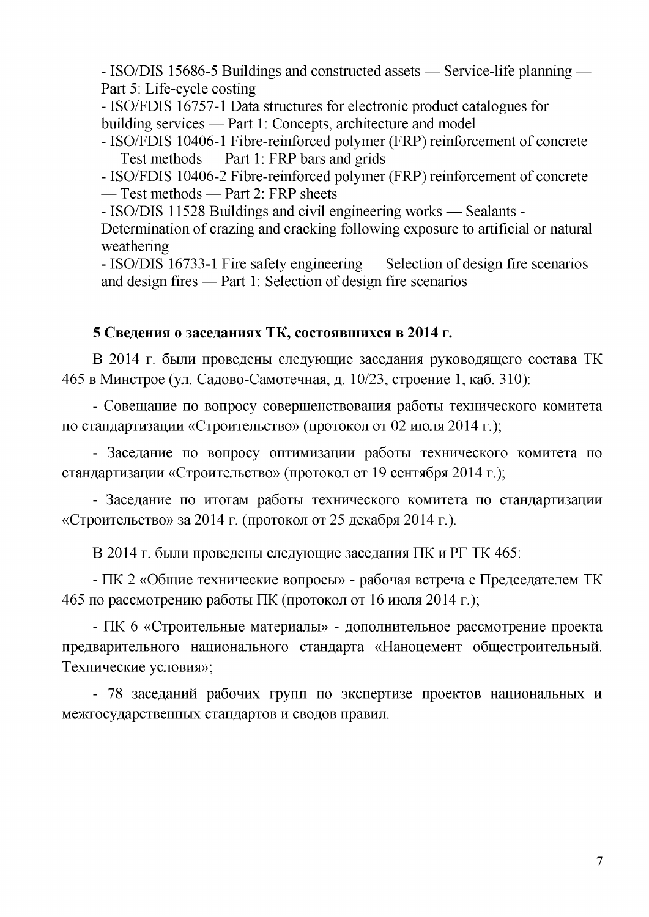- ISO/DIS 15686-5 Buildings and constructed assets — Service-life planning — Part 5: Life-cycle costing
- ISO/FDIS 16757-1 Data structures for electronic product catalogues for building services — Part 1: Concepts, architecture and model
- ISO/FDIS 10406-1 Fibre-reinforced polymer (FRP) reinforcement of concrete — Test methods — Part 1: FRP bars and grids
- ISO/FDIS 10406-2 Fibre-reinforced polymer (FRP) reinforcement of concrete — Test methods — Part 2: FRP sheets
- ISO/DIS 11528 Buildings and civil engineering works — Sealants - Determination of crazing and cracking following exposure to artificial or natural weathering
- ISO/DIS 16733-1 Fire safety engineering — Selection of design fire scenarios and design fires — Part 1: Selection of design fire scenarios

## 5 Сведения о заседаниях ТК, состоявшихся в 2014 г.

В 2014 г. были проведены следующие заседания руководящего состава ТК 465 в Минстрое (ул. Садово-Самотечная, д. 10/23, строение 1, каб. 310):

- Совещание по вопросу совершенствования работы технического комитета по стандартизации «Строительство» (протокол от 02 июля 2014 г.);

- Заседание по вопросу оптимизации работы технического комитета по стандартизации «Строительство» (протокол от 19 сентября 2014 г.);

- Заседание по итогам работы технического комитета по стандартизации «Строительство» за 2014 г. (протокол от 25 декабря 2014 г.).

В 2014 г. были проведены следующие заседания ПК и РГ ТК 465:

- ПК 2 «Общие технические вопросы» - рабочая встреча с Председателем ТК 465 по рассмотрению работы ПК (протокол от 16 июля 2014 г.);

- ПК 6 «Строительные материалы» - дополнительное рассмотрение проекта предварительного национального стандарта «Наноцемент общестроительный. Технические условия»;

- 78 заседаний рабочих групп по экспертизе проектов национальных и межгосударственных стандартов и сводов правил.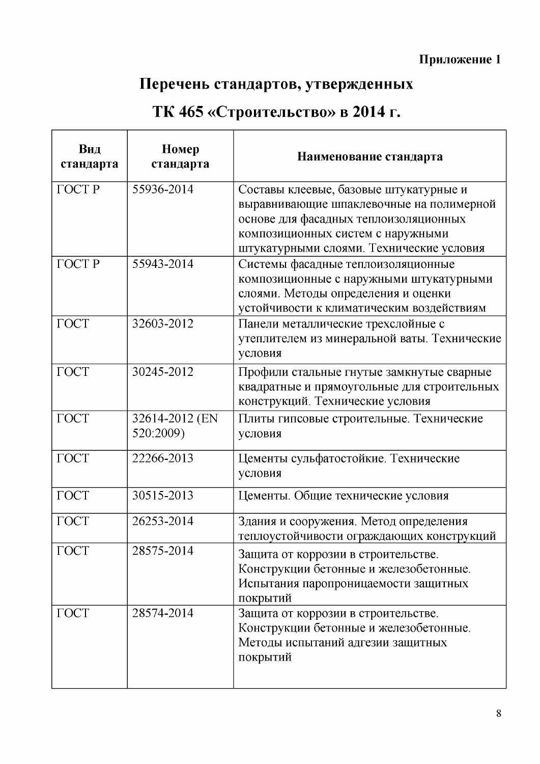**Приложение 1**

# Перечень стандартов, утвержденных ТК 465 «Строительство» в 2014 г.

| Вид стандарта | Номер стандарта | Наименование стандарта |
|---|---|---|
| ГОСТ Р | 55936-2014 | Составы клеевые, базовые штукатурные и выравнивающие шпаклевочные на полимерной основе для фасадных теплоизоляционных композиционных систем с наружными штукатурными слоями. Технические условия |
| ГОСТ Р | 55943-2014 | Системы фасадные теплоизоляционные композиционные с наружными штукатурными слоями. Методы определения и оценки устойчивости к климатическим воздействиям |
| ГОСТ | 32603-2012 | Панели металлические трехслойные с утеплителем из минеральной ваты. Технические условия |
| ГОСТ | 30245-2012 | Профили стальные гнутые замкнутые сварные квадратные и прямоугольные для строительных конструкций. Технические условия |
| ГОСТ | 32614-2012 (EN 520:2009) | Плиты гипсовые строительные. Технические условия |
| ГОСТ | 22266-2013 | Цементы сульфатостойкие. Технические условия |
| ГОСТ | 30515-2013 | Цементы. Общие технические условия |
| ГОСТ | 26253-2014 | Здания и сооружения. Метод определения теплоустойчивости ограждающих конструкций |
| ГОСТ | 28575-2014 | Защита от коррозии в строительстве. Конструкции бетонные и железобетонные. Испытания паропроницаемости защитных покрытий |
| ГОСТ | 28574-2014 | Защита от коррозии в строительстве. Конструкции бетонные и железобетонные. Методы испытаний адгезии защитных покрытий |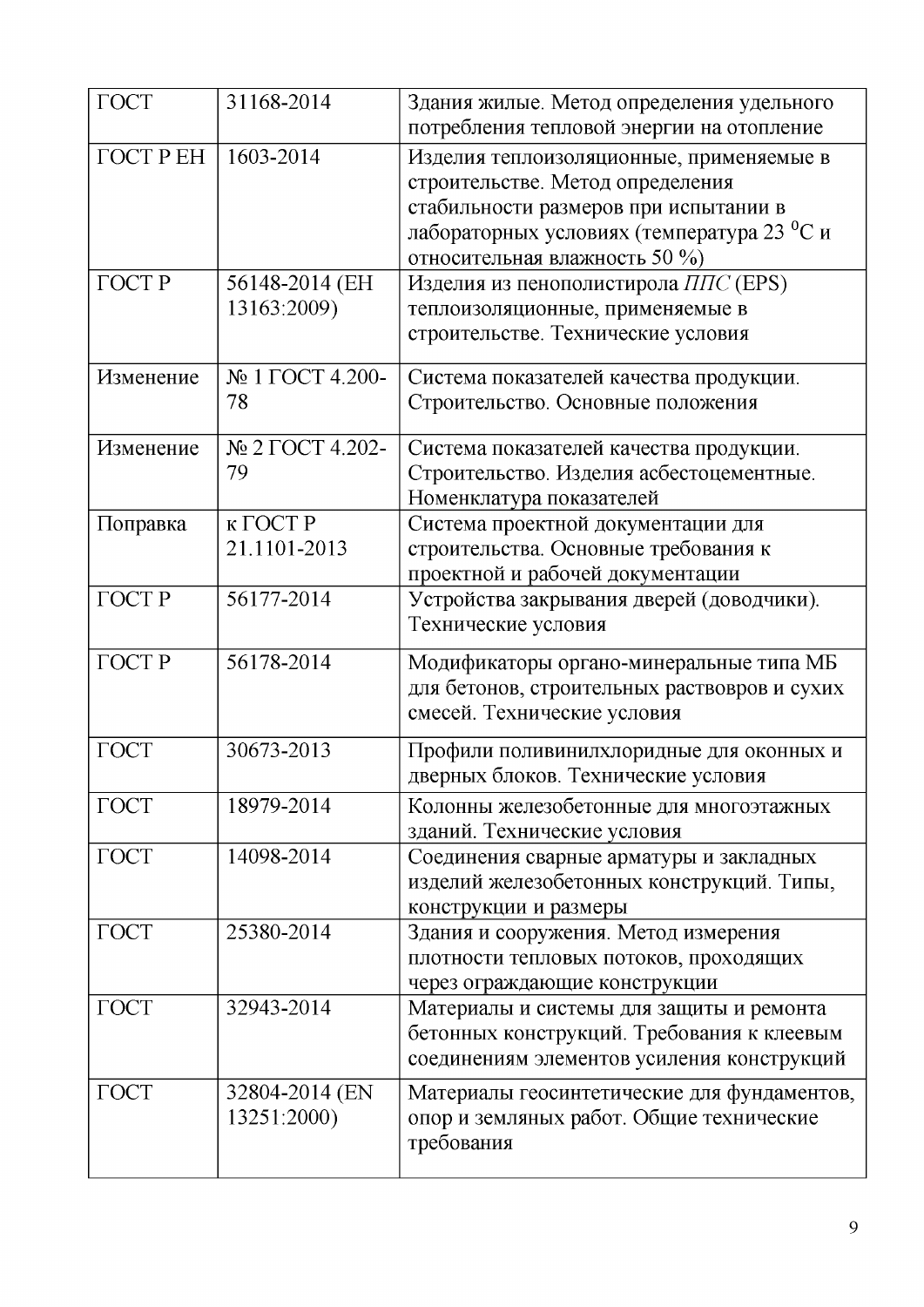| | | |
|---|---|---|
| ГОСТ | 31168-2014 | Здания жилые. Метод определения удельного потребления тепловой энергии на отопление |
| ГОСТ Р ЕН | 1603-2014 | Изделия теплоизоляционные, применяемые в строительстве. Метод определения стабильности размеров при испытании в лабораторных условиях (температура 23 $^0$С и относительная влажность 50 %) |
| ГОСТ Р | 56148-2014 (ЕН 13163:2009) | Изделия из пенополистирола *ППС* (EPS) теплоизоляционные, применяемые в строительстве. Технические условия |
| Изменение | № 1 ГОСТ 4.200-78 | Система показателей качества продукции. Строительство. Основные положения |
| Изменение | № 2 ГОСТ 4.202-79 | Система показателей качества продукции. Строительство. Изделия асбестоцементные. Номенклатура показателей |
| Поправка | к ГОСТ Р 21.1101-2013 | Система проектной документации для строительства. Основные требования к проектной и рабочей документации |
| ГОСТ Р | 56177-2014 | Устройства закрывания дверей (доводчики). Технические условия |
| ГОСТ Р | 56178-2014 | Модификаторы органо-минеральные типа МБ для бетонов, строительных раствовров и сухих смесей. Технические условия |
| ГОСТ | 30673-2013 | Профили поливинилхлоридные для оконных и дверных блоков. Технические условия |
| ГОСТ | 18979-2014 | Колонны железобетонные для многоэтажных зданий. Технические условия |
| ГОСТ | 14098-2014 | Соединения сварные арматуры и закладных изделий железобетонных конструкций. Типы, конструкции и размеры |
| ГОСТ | 25380-2014 | Здания и сооружения. Метод измерения плотности тепловых потоков, проходящих через ограждающие конструкции |
| ГОСТ | 32943-2014 | Материалы и системы для защиты и ремонта бетонных конструкций. Требования к клеевым соединениям элементов усиления конструкций |
| ГОСТ | 32804-2014 (EN 13251:2000) | Материалы геосинтетические для фундаментов, опор и земляных работ. Общие технические требования |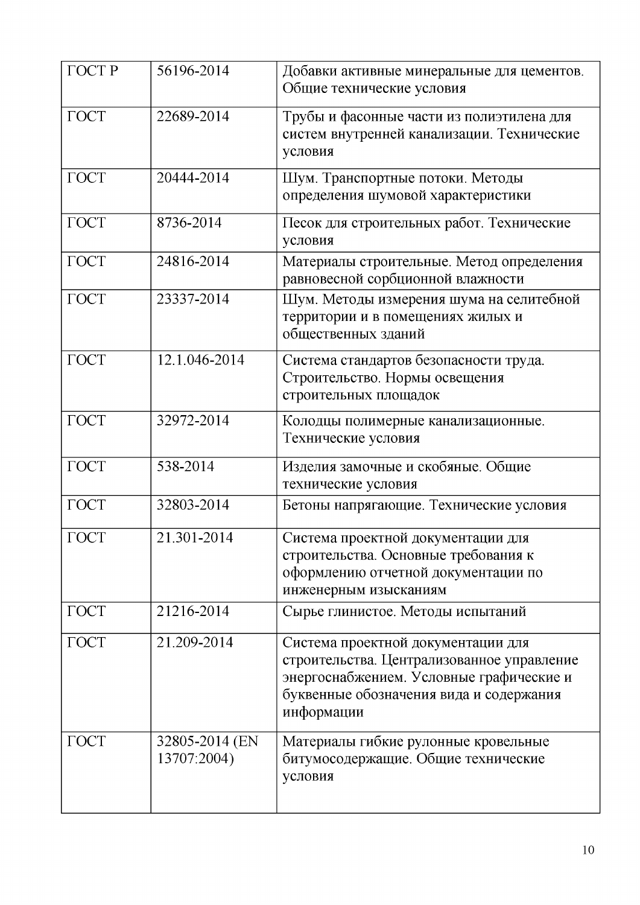| ГОСТ Р | 56196-2014 | Добавки активные минеральные для цементов. Общие технические условия |
|---|---|---|
| ГОСТ | 22689-2014 | Трубы и фасонные части из полиэтилена для систем внутренней канализации. Технические условия |
| ГОСТ | 20444-2014 | Шум. Транспортные потоки. Методы определения шумовой характеристики |
| ГОСТ | 8736-2014 | Песок для строительных работ. Технические условия |
| ГОСТ | 24816-2014 | Материалы строительные. Метод определения равновесной сорбционной влажности |
| ГОСТ | 23337-2014 | Шум. Методы измерения шума на селитебной территории и в помещениях жилых и общественных зданий |
| ГОСТ | 12.1.046-2014 | Система стандартов безопасности труда. Строительство. Нормы освещения строительных площадок |
| ГОСТ | 32972-2014 | Колодцы полимерные канализационные. Технические условия |
| ГОСТ | 538-2014 | Изделия замочные и скобяные. Общие технические условия |
| ГОСТ | 32803-2014 | Бетоны напрягающие. Технические условия |
| ГОСТ | 21.301-2014 | Система проектной документации для строительства. Основные требования к оформлению отчетной документации по инженерным изысканиям |
| ГОСТ | 21216-2014 | Сырье глинистое. Методы испытаний |
| ГОСТ | 21.209-2014 | Система проектной документации для строительства. Централизованное управление энергоснабжением. Условные графические и буквенные обозначения вида и содержания информации |
| ГОСТ | 32805-2014 (EN 13707:2004) | Материалы гибкие рулонные кровельные битумосодержащие. Общие технические условия |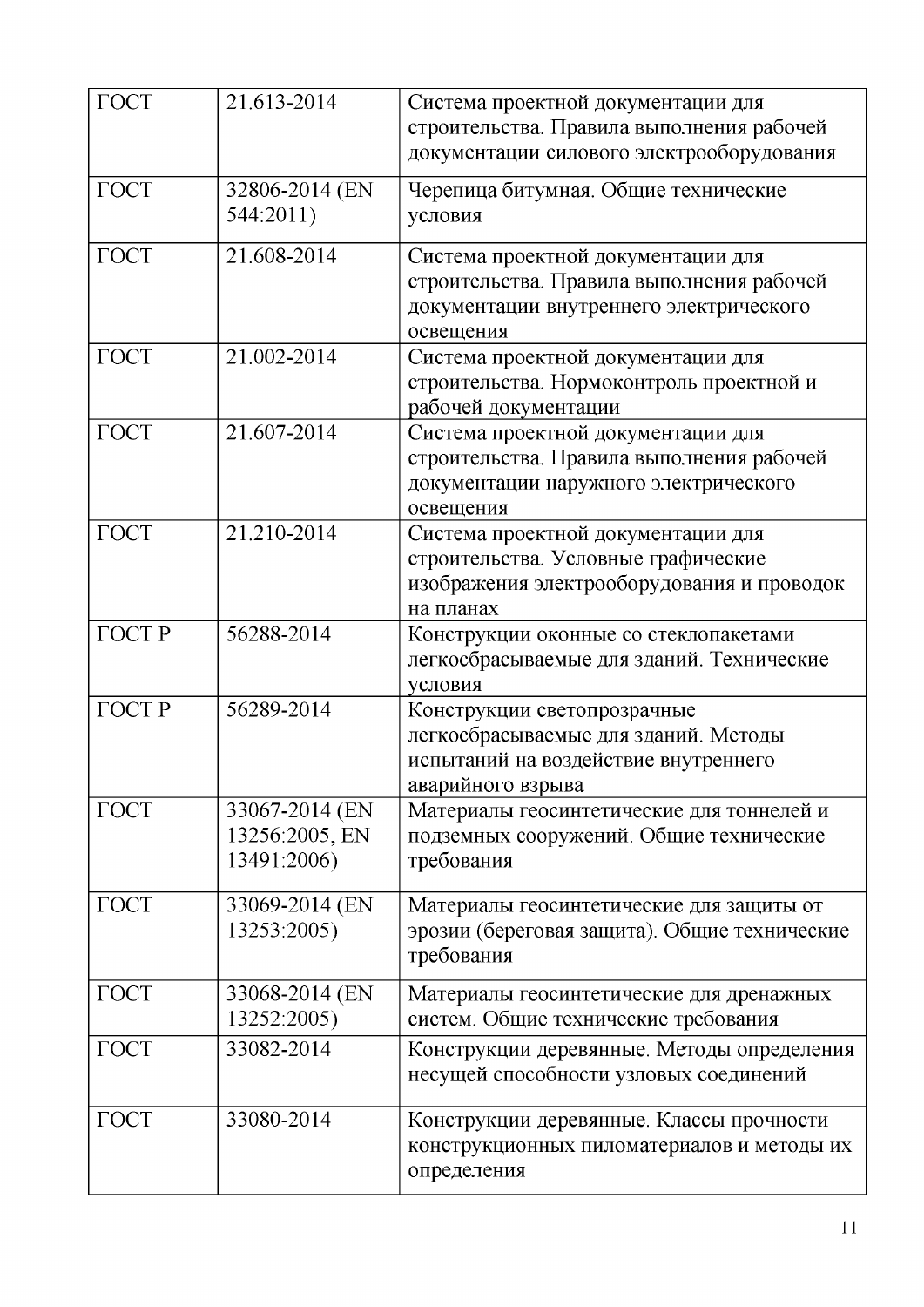| ГОСТ | 21.613-2014 | Система проектной документации для строительства. Правила выполнения рабочей документации силового электрооборудования |
|---|---|---|
| ГОСТ | 32806-2014 (EN 544:2011) | Черепица битумная. Общие технические условия |
| ГОСТ | 21.608-2014 | Система проектной документации для строительства. Правила выполнения рабочей документации внутреннего электрического освещения |
| ГОСТ | 21.002-2014 | Система проектной документации для строительства. Нормоконтроль проектной и рабочей документации |
| ГОСТ | 21.607-2014 | Система проектной документации для строительства. Правила выполнения рабочей документации наружного электрического освещения |
| ГОСТ | 21.210-2014 | Система проектной документации для строительства. Условные графические изображения электрооборудования и проводок на планах |
| ГОСТ Р | 56288-2014 | Конструкции оконные со стеклопакетами легкосбрасываемые для зданий. Технические условия |
| ГОСТ Р | 56289-2014 | Конструкции светопрозрачные легкосбрасываемые для зданий. Методы испытаний на воздействие внутреннего аварийного взрыва |
| ГОСТ | 33067-2014 (EN 13256:2005, EN 13491:2006) | Материалы геосинтетические для тоннелей и подземных сооружений. Общие технические требования |
| ГОСТ | 33069-2014 (EN 13253:2005) | Материалы геосинтетические для защиты от эрозии (береговая защита). Общие технические требования |
| ГОСТ | 33068-2014 (EN 13252:2005) | Материалы геосинтетические для дренажных систем. Общие технические требования |
| ГОСТ | 33082-2014 | Конструкции деревянные. Методы определения несущей способности узловых соединений |
| ГОСТ | 33080-2014 | Конструкции деревянные. Классы прочности конструкционных пиломатериалов и методы их определения |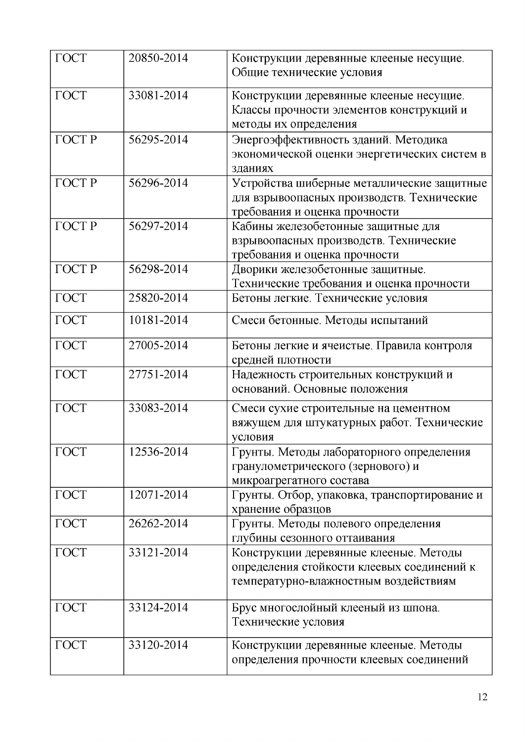| ГОСТ | 20850-2014 | Конструкции деревянные клееные несущие. Общие технические условия |
|---|---|---|
| ГОСТ | 33081-2014 | Конструкции деревянные клееные несущие. Классы прочности элементов конструкций и методы их определения |
| ГОСТ Р | 56295-2014 | Энергоэффективность зданий. Методика экономической оценки энергетических систем в зданиях |
| ГОСТ Р | 56296-2014 | Устройства шиберные металлические защитные для взрывоопасных производств. Технические требования и оценка прочности |
| ГОСТ Р | 56297-2014 | Кабины железобетонные защитные для взрывоопасных производств. Технические требования и оценка прочности |
| ГОСТ Р | 56298-2014 | Дворики железобетонные защитные. Технические требования и оценка прочности |
| ГОСТ | 25820-2014 | Бетоны легкие. Технические условия |
| ГОСТ | 10181-2014 | Смеси бетонные. Методы испытаний |
| ГОСТ | 27005-2014 | Бетоны легкие и ячеистые. Правила контроля средней плотности |
| ГОСТ | 27751-2014 | Надежность строительных конструкций и оснований. Основные положения |
| ГОСТ | 33083-2014 | Смеси сухие строительные на цементном вяжущем для штукатурных работ. Технические условия |
| ГОСТ | 12536-2014 | Грунты. Методы лабораторного определения гранулометрического (зернового) и микроагрегатного состава |
| ГОСТ | 12071-2014 | Грунты. Отбор, упаковка, транспортирование и хранение образцов |
| ГОСТ | 26262-2014 | Грунты. Методы полевого определения глубины сезонного оттаивания |
| ГОСТ | 33121-2014 | Конструкции деревянные клееные. Методы определения стойкости клеевых соединений к температурно-влажностным воздействиям |
| ГОСТ | 33124-2014 | Брус многослойный клееный из шпона. Технические условия |
| ГОСТ | 33120-2014 | Конструкции деревянные клееные. Методы определения прочности клеевых соединений |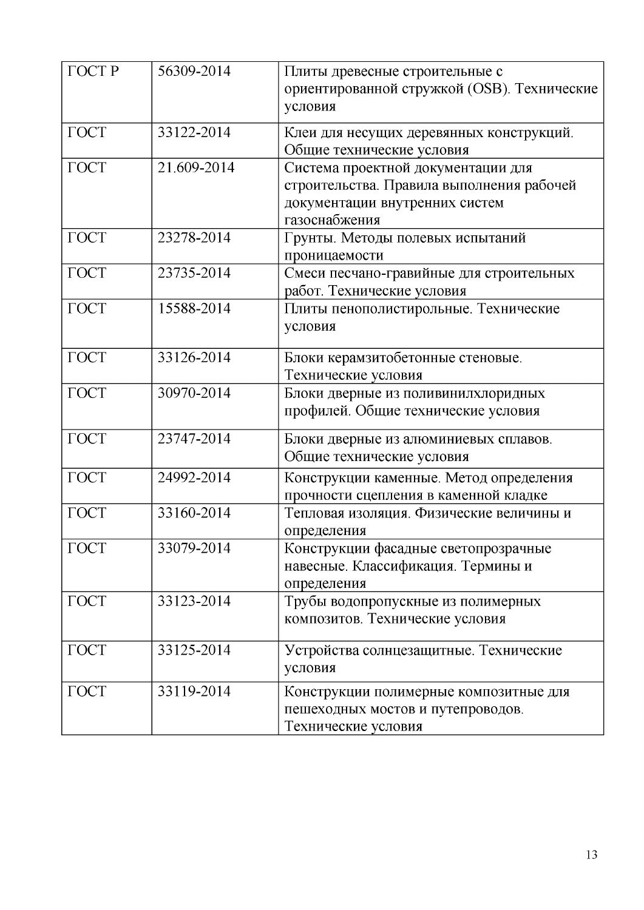| | | |
|---|---|---|
| ГОСТ Р | 56309-2014 | Плиты древесные строительные с ориентированной стружкой (OSB). Технические условия |
| ГОСТ | 33122-2014 | Клеи для несущих деревянных конструкций. Общие технические условия |
| ГОСТ | 21.609-2014 | Система проектной документации для строительства. Правила выполнения рабочей документации внутренних систем газоснабжения |
| ГОСТ | 23278-2014 | Грунты. Методы полевых испытаний проницаемости |
| ГОСТ | 23735-2014 | Смеси песчано-гравийные для строительных работ. Технические условия |
| ГОСТ | 15588-2014 | Плиты пенополистирольные. Технические условия |
| ГОСТ | 33126-2014 | Блоки керамзитобетонные стеновые. Технические условия |
| ГОСТ | 30970-2014 | Блоки дверные из поливинилхлоридных профилей. Общие технические условия |
| ГОСТ | 23747-2014 | Блоки дверные из алюминиевых сплавов. Общие технические условия |
| ГОСТ | 24992-2014 | Конструкции каменные. Метод определения прочности сцепления в каменной кладке |
| ГОСТ | 33160-2014 | Тепловая изоляция. Физические величины и определения |
| ГОСТ | 33079-2014 | Конструкции фасадные светопрозрачные навесные. Классификация. Термины и определения |
| ГОСТ | 33123-2014 | Трубы водопропускные из полимерных композитов. Технические условия |
| ГОСТ | 33125-2014 | Устройства солнцезащитные. Технические условия |
| ГОСТ | 33119-2014 | Конструкции полимерные композитные для пешеходных мостов и путепроводов. Технические условия |